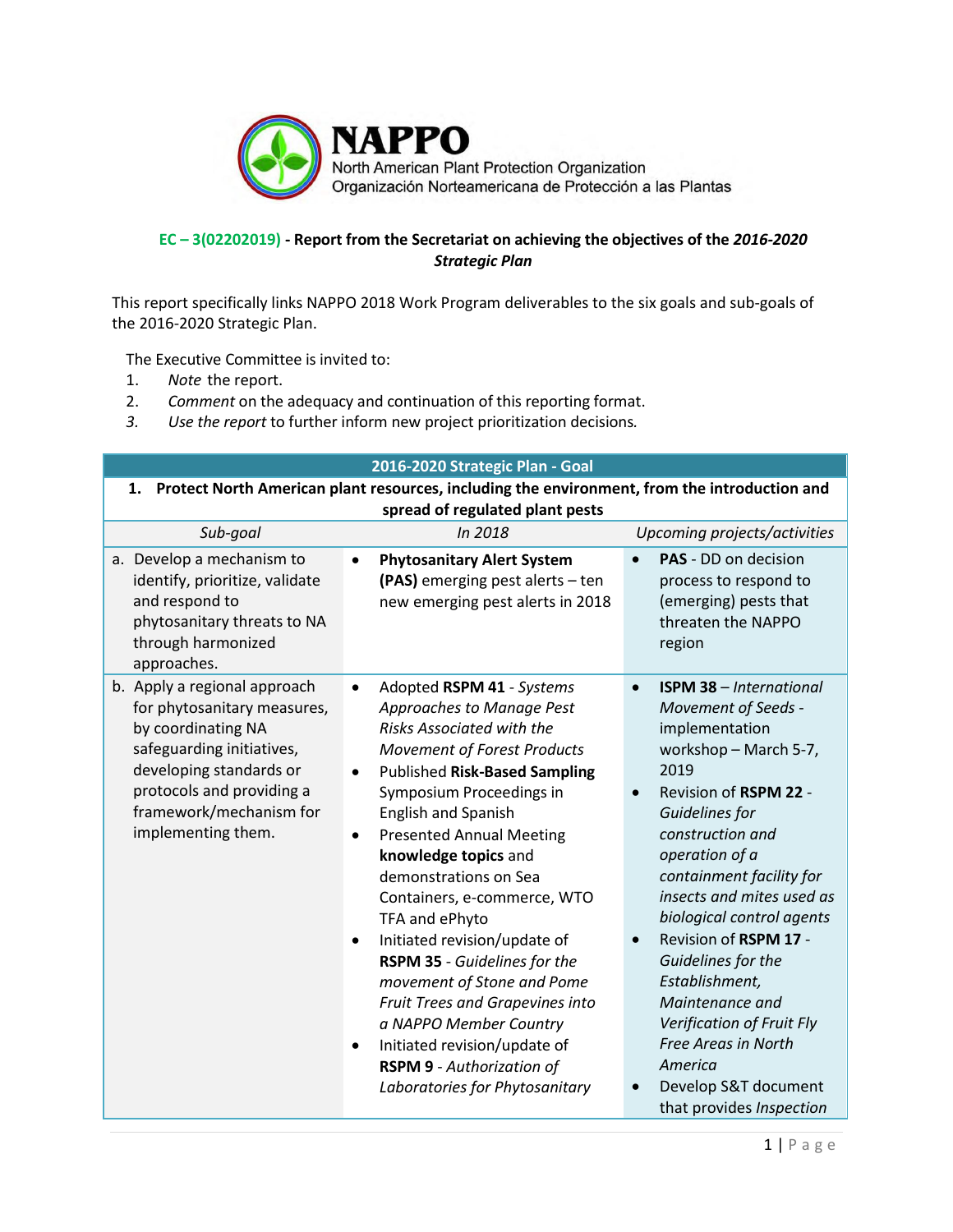NAPPO
North American Plant Protection Organization
Organización Norteamericana de Protección a las Plantas

**EC – 3(02202019) - Report from the Secretariat on achieving the objectives of the *2016-2020 Strategic Plan***

This report specifically links NAPPO 2018 Work Program deliverables to the six goals and sub-goals of the 2016-2020 Strategic Plan.

The Executive Committee is invited to:

1. *Note* the report.
2. *Comment* on the adequacy and continuation of this reporting format.
3. *Use the report* to further inform new project prioritization decisions.

| 2016-2020 Strategic Plan - Goal | | |
|---|---|---|
| **1. Protect North American plant resources, including the environment, from the introduction and spread of regulated plant pests** | | |
| *Sub-goal* | *In 2018* | *Upcoming projects/activities* |
| a. Develop a mechanism to identify, prioritize, validate and respond to phytosanitary threats to NA through harmonized approaches. | • **Phytosanitary Alert System (PAS)** emerging pest alerts – ten new emerging pest alerts in 2018 | • **PAS** - DD on decision process to respond to (emerging) pests that threaten the NAPPO region |
| b. Apply a regional approach for phytosanitary measures, by coordinating NA safeguarding initiatives, developing standards or protocols and providing a framework/mechanism for implementing them. | • Adopted **RSPM 41** - *Systems Approaches to Manage Pest Risks Associated with the Movement of Forest Products*<br>• Published **Risk-Based Sampling** Symposium Proceedings in English and Spanish<br>• Presented Annual Meeting **knowledge topics** and demonstrations on Sea Containers, e-commerce, WTO TFA and ePhyto<br>• Initiated revision/update of **RSPM 35** - *Guidelines for the movement of Stone and Pome Fruit Trees and Grapevines into a NAPPO Member Country*<br>• Initiated revision/update of **RSPM 9** - *Authorization of Laboratories for Phytosanitary* | • **ISPM 38** – *International Movement of Seeds* - implementation workshop – March 5-7, 2019<br>• Revision of **RSPM 22** - *Guidelines for construction and operation of a containment facility for insects and mites used as biological control agents*<br>• Revision of **RSPM 17** - *Guidelines for the Establishment, Maintenance and Verification of Fruit Fly Free Areas in North America*<br>• Develop S&T document that provides *Inspection* |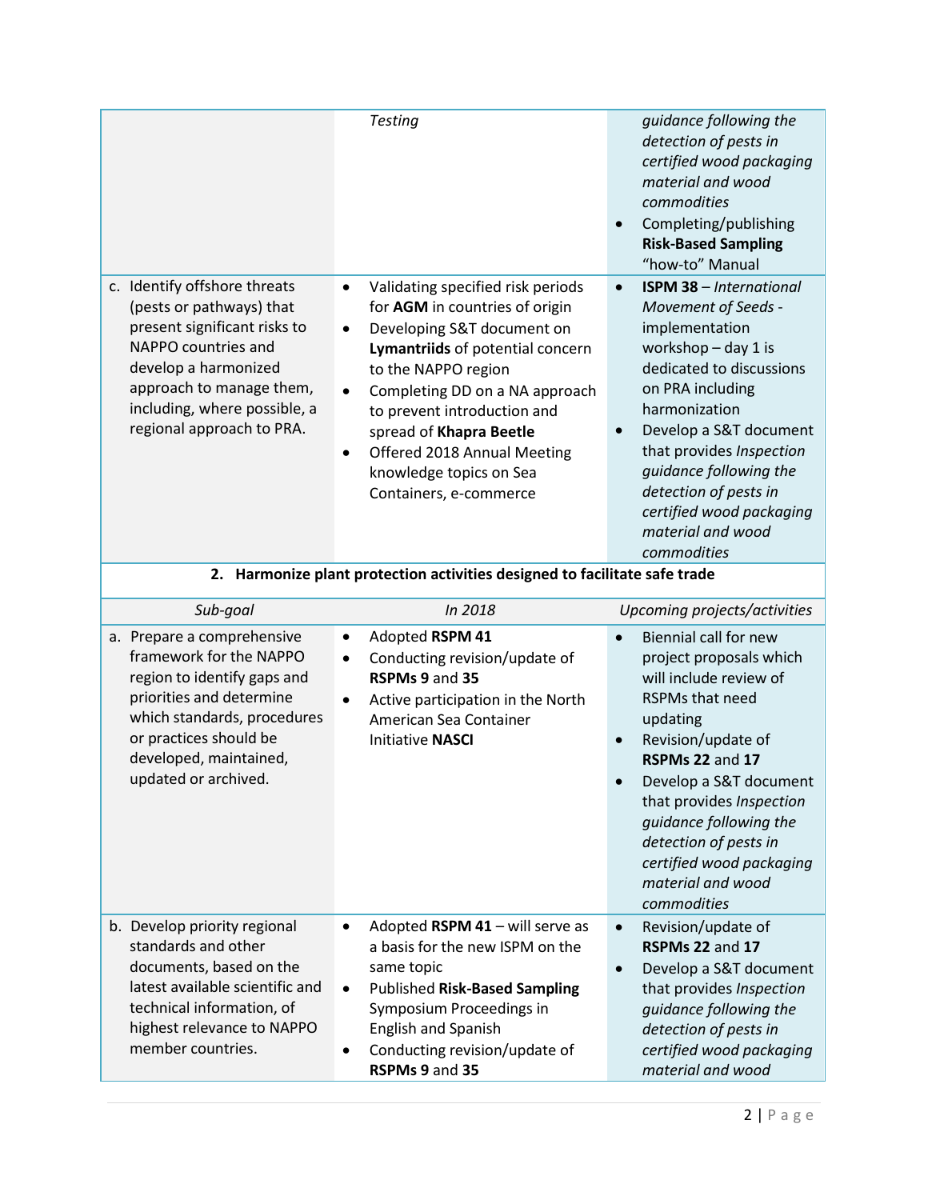| | | |
|---|---|---|
| | *Testing* | *guidance following the detection of pests in certified wood packaging material and wood commodities*<br>• Completing/publishing **Risk-Based Sampling** "how-to" Manual |
| c. Identify offshore threats (pests or pathways) that present significant risks to NAPPO countries and develop a harmonized approach to manage them, including, where possible, a regional approach to PRA. | • Validating specified risk periods for **AGM** in countries of origin<br>• Developing S&T document on **Lymantriids** of potential concern to the NAPPO region<br>• Completing DD on a NA approach to prevent introduction and spread of **Khapra Beetle**<br>• Offered 2018 Annual Meeting knowledge topics on Sea Containers, e-commerce | • **ISPM 38** – *International Movement of Seeds* - implementation workshop – day 1 is dedicated to discussions on PRA including harmonization<br>• Develop a S&T document that provides *Inspection guidance following the detection of pests in certified wood packaging material and wood commodities* |

**2. Harmonize plant protection activities designed to facilitate safe trade**

| *Sub-goal* | *In 2018* | *Upcoming projects/activities* |
|---|---|---|
| a. Prepare a comprehensive framework for the NAPPO region to identify gaps and priorities and determine which standards, procedures or practices should be developed, maintained, updated or archived. | • Adopted **RSPM 41**<br>• Conducting revision/update of **RSPMs 9** and **35**<br>• Active participation in the North American Sea Container Initiative **NASCI** | • Biennial call for new project proposals which will include review of RSPMs that need updating<br>• Revision/update of **RSPMs 22** and **17**<br>• Develop a S&T document that provides *Inspection guidance following the detection of pests in certified wood packaging material and wood commodities* |
| b. Develop priority regional standards and other documents, based on the latest available scientific and technical information, of highest relevance to NAPPO member countries. | • Adopted **RSPM 41** – will serve as a basis for the new ISPM on the same topic<br>• Published **Risk-Based Sampling** Symposium Proceedings in English and Spanish<br>• Conducting revision/update of **RSPMs 9** and **35** | • Revision/update of **RSPMs 22** and **17**<br>• Develop a S&T document that provides *Inspection guidance following the detection of pests in certified wood packaging material and wood* |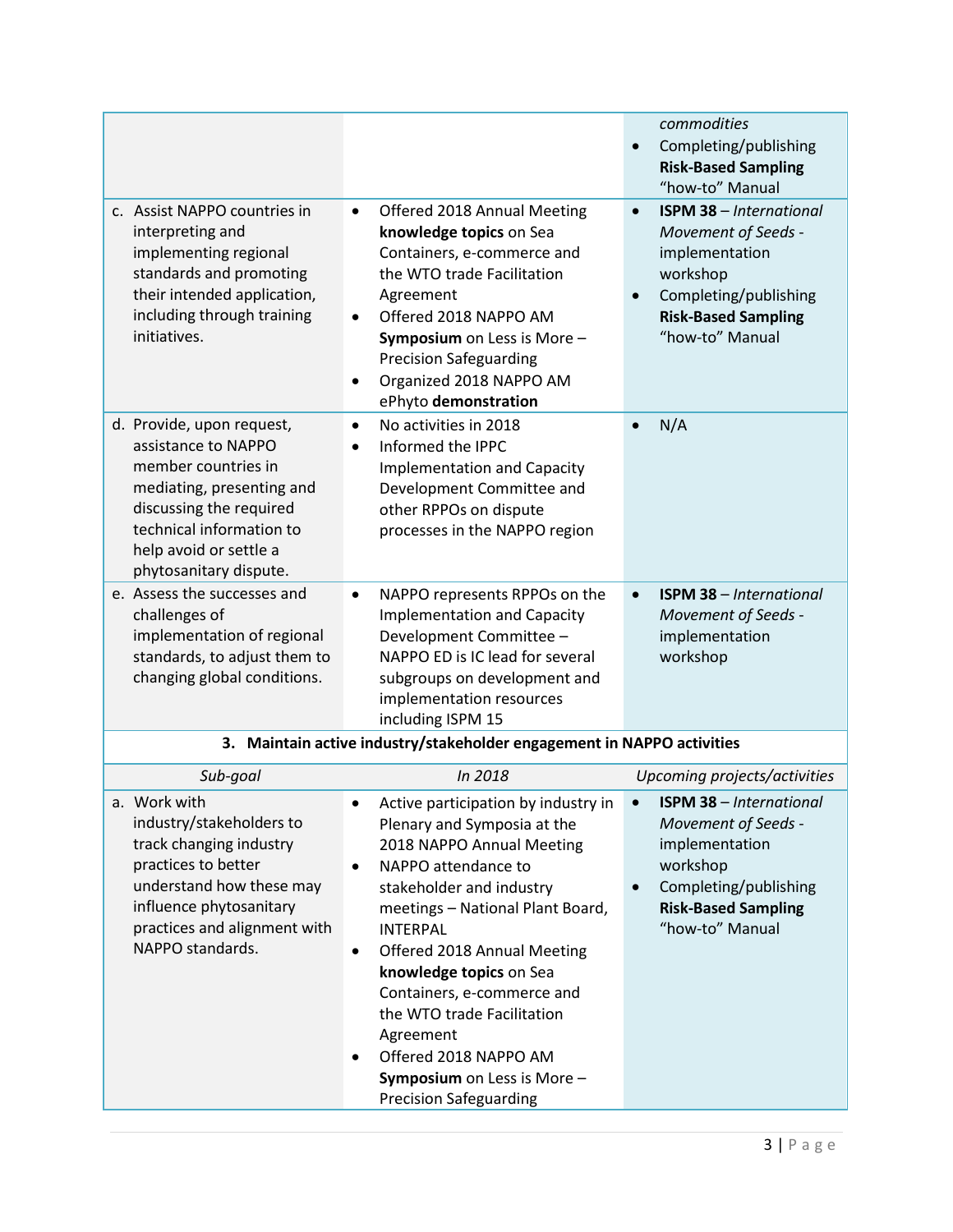| | | |
|---|---|---|
| | | *commodities*<br>• Completing/publishing **Risk-Based Sampling** "how-to" Manual |
| c. Assist NAPPO countries in interpreting and implementing regional standards and promoting their intended application, including through training initiatives. | • Offered 2018 Annual Meeting **knowledge topics** on Sea Containers, e-commerce and the WTO trade Facilitation Agreement<br>• Offered 2018 NAPPO AM **Symposium** on Less is More – Precision Safeguarding<br>• Organized 2018 NAPPO AM ePhyto **demonstration** | • **ISPM 38** – *International Movement of Seeds* - implementation workshop<br>• Completing/publishing **Risk-Based Sampling** "how-to" Manual |
| d. Provide, upon request, assistance to NAPPO member countries in mediating, presenting and discussing the required technical information to help avoid or settle a phytosanitary dispute. | • No activities in 2018<br>• Informed the IPPC Implementation and Capacity Development Committee and other RPPOs on dispute processes in the NAPPO region | • N/A |
| e. Assess the successes and challenges of implementation of regional standards, to adjust them to changing global conditions. | • NAPPO represents RPPOs on the Implementation and Capacity Development Committee – NAPPO ED is IC lead for several subgroups on development and implementation resources including ISPM 15 | • **ISPM 38** – *International Movement of Seeds* - implementation workshop |

**3. Maintain active industry/stakeholder engagement in NAPPO activities**

| *Sub-goal* | *In 2018* | *Upcoming projects/activities* |
|---|---|---|
| a. Work with industry/stakeholders to track changing industry practices to better understand how these may influence phytosanitary practices and alignment with NAPPO standards. | • Active participation by industry in Plenary and Symposia at the 2018 NAPPO Annual Meeting<br>• NAPPO attendance to stakeholder and industry meetings – National Plant Board, INTERPAL<br>• Offered 2018 Annual Meeting **knowledge topics** on Sea Containers, e-commerce and the WTO trade Facilitation Agreement<br>• Offered 2018 NAPPO AM **Symposium** on Less is More – Precision Safeguarding | • **ISPM 38** – *International Movement of Seeds* - implementation workshop<br>• Completing/publishing **Risk-Based Sampling** "how-to" Manual |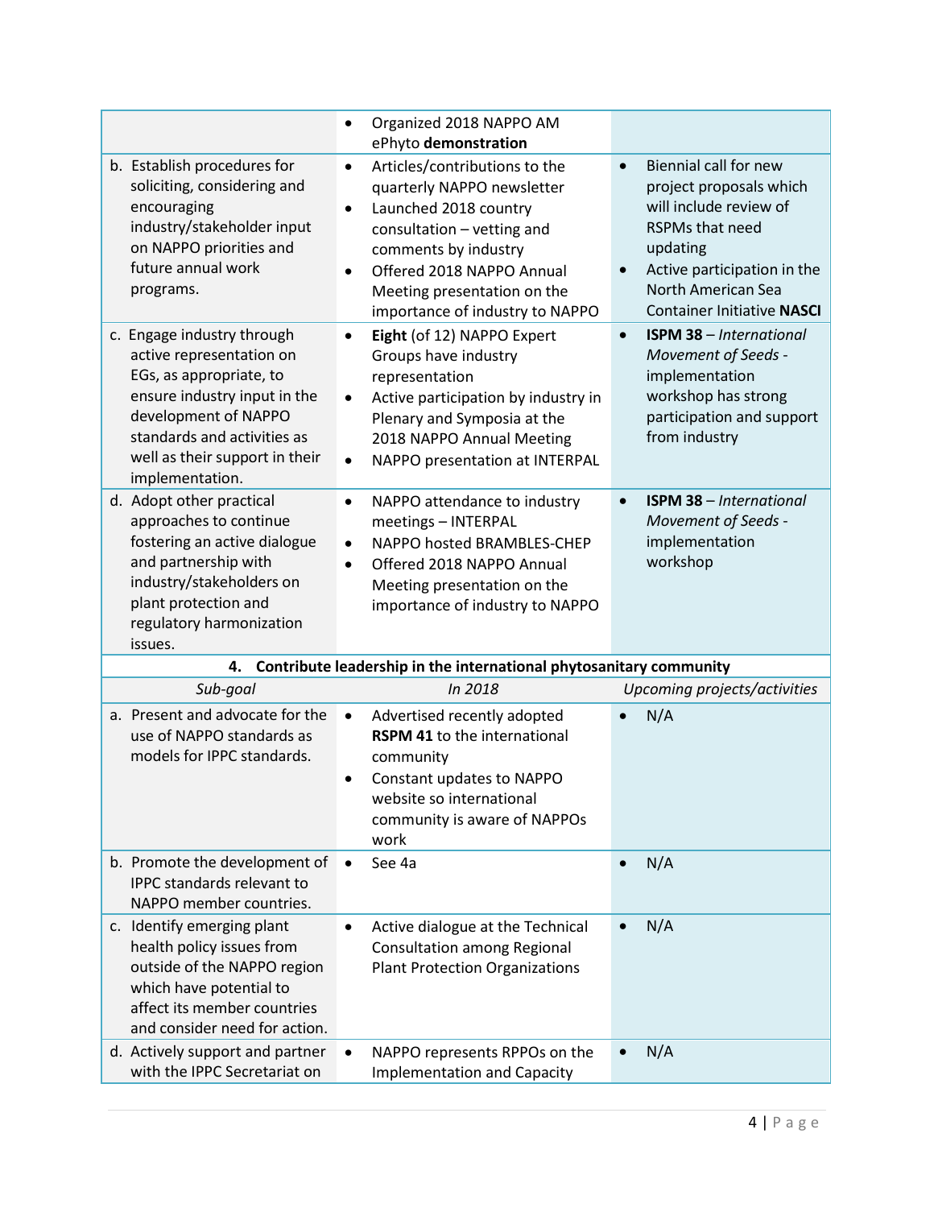| | | |
|---|---|---|
| | • Organized 2018 NAPPO AM ePhyto **demonstration** | |
| b. Establish procedures for soliciting, considering and encouraging industry/stakeholder input on NAPPO priorities and future annual work programs. | • Articles/contributions to the quarterly NAPPO newsletter<br>• Launched 2018 country consultation – vetting and comments by industry<br>• Offered 2018 NAPPO Annual Meeting presentation on the importance of industry to NAPPO | • Biennial call for new project proposals which will include review of RSPMs that need updating<br>• Active participation in the North American Sea Container Initiative **NASCI** |
| c. Engage industry through active representation on EGs, as appropriate, to ensure industry input in the development of NAPPO standards and activities as well as their support in their implementation. | • **Eight** (of 12) NAPPO Expert Groups have industry representation<br>• Active participation by industry in Plenary and Symposia at the 2018 NAPPO Annual Meeting<br>• NAPPO presentation at INTERPAL | • **ISPM 38** – *International Movement of Seeds* - implementation workshop has strong participation and support from industry |
| d. Adopt other practical approaches to continue fostering an active dialogue and partnership with industry/stakeholders on plant protection and regulatory harmonization issues. | • NAPPO attendance to industry meetings – INTERPAL<br>• NAPPO hosted BRAMBLES-CHEP<br>• Offered 2018 NAPPO Annual Meeting presentation on the importance of industry to NAPPO | • **ISPM 38** – *International Movement of Seeds* - implementation workshop |
| **4. Contribute leadership in the international phytosanitary community** | | |
| *Sub-goal* | *In 2018* | *Upcoming projects/activities* |
| a. Present and advocate for the use of NAPPO standards as models for IPPC standards. | • Advertised recently adopted **RSPM 41** to the international community<br>• Constant updates to NAPPO website so international community is aware of NAPPOs work | • N/A |
| b. Promote the development of IPPC standards relevant to NAPPO member countries. | • See 4a | • N/A |
| c. Identify emerging plant health policy issues from outside of the NAPPO region which have potential to affect its member countries and consider need for action. | • Active dialogue at the Technical Consultation among Regional Plant Protection Organizations | • N/A |
| d. Actively support and partner with the IPPC Secretariat on | • NAPPO represents RPPOs on the Implementation and Capacity | • N/A |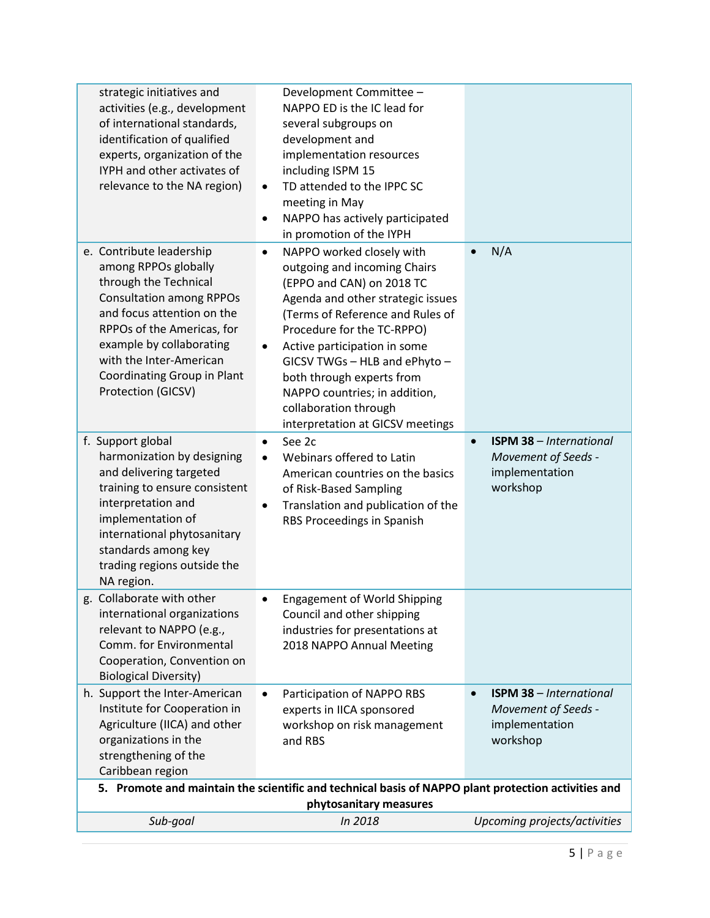| | | |
|---|---|---|
| strategic initiatives and activities (e.g., development of international standards, identification of qualified experts, organization of the IYPH and other activates of relevance to the NA region) | Development Committee – NAPPO ED is the IC lead for several subgroups on development and implementation resources including ISPM 15<br>• TD attended to the IPPC SC meeting in May<br>• NAPPO has actively participated in promotion of the IYPH | |
| e. Contribute leadership among RPPOs globally through the Technical Consultation among RPPOs and focus attention on the RPPOs of the Americas, for example by collaborating with the Inter-American Coordinating Group in Plant Protection (GICSV) | • NAPPO worked closely with outgoing and incoming Chairs (EPPO and CAN) on 2018 TC Agenda and other strategic issues (Terms of Reference and Rules of Procedure for the TC-RPPO)<br>• Active participation in some GICSV TWGs – HLB and ePhyto – both through experts from NAPPO countries; in addition, collaboration through interpretation at GICSV meetings | • N/A |
| f. Support global harmonization by designing and delivering targeted training to ensure consistent interpretation and implementation of international phytosanitary standards among key trading regions outside the NA region. | • See 2c<br>• Webinars offered to Latin American countries on the basics of Risk-Based Sampling<br>• Translation and publication of the RBS Proceedings in Spanish | • **ISPM 38** – *International Movement of Seeds* - implementation workshop |
| g. Collaborate with other international organizations relevant to NAPPO (e.g., Comm. for Environmental Cooperation, Convention on Biological Diversity) | • Engagement of World Shipping Council and other shipping industries for presentations at 2018 NAPPO Annual Meeting | |
| h. Support the Inter-American Institute for Cooperation in Agriculture (IICA) and other organizations in the strengthening of the Caribbean region | • Participation of NAPPO RBS experts in IICA sponsored workshop on risk management and RBS | • **ISPM 38** – *International Movement of Seeds* - implementation workshop |
| **5. Promote and maintain the scientific and technical basis of NAPPO plant protection activities and phytosanitary measures** | | |
| *Sub-goal* | *In 2018* | *Upcoming projects/activities* |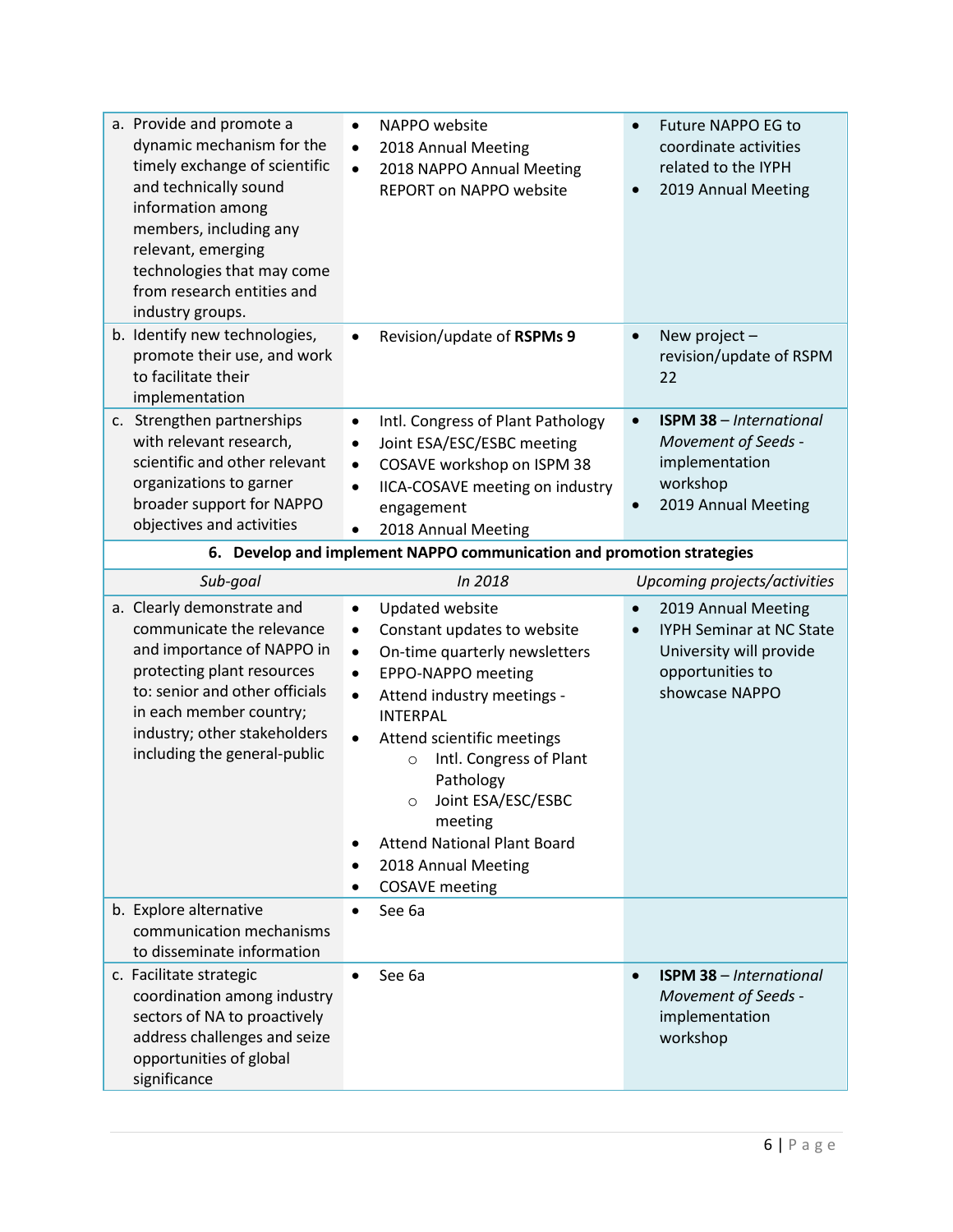| | | |
|---|---|---|
| a. Provide and promote a dynamic mechanism for the timely exchange of scientific and technically sound information among members, including any relevant, emerging technologies that may come from research entities and industry groups. | • NAPPO website<br>• 2018 Annual Meeting<br>• 2018 NAPPO Annual Meeting REPORT on NAPPO website | • Future NAPPO EG to coordinate activities related to the IYPH<br>• 2019 Annual Meeting |
| b. Identify new technologies, promote their use, and work to facilitate their implementation | • Revision/update of **RSPMs 9** | • New project – revision/update of RSPM 22 |
| c. Strengthen partnerships with relevant research, scientific and other relevant organizations to garner broader support for NAPPO objectives and activities | • Intl. Congress of Plant Pathology<br>• Joint ESA/ESC/ESBC meeting<br>• COSAVE workshop on ISPM 38<br>• IICA-COSAVE meeting on industry engagement<br>• 2018 Annual Meeting | • **ISPM 38** – *International Movement of Seeds* - implementation workshop<br>• 2019 Annual Meeting |
| **6. Develop and implement NAPPO communication and promotion strategies** | | |
| *Sub-goal* | *In 2018* | *Upcoming projects/activities* |
| a. Clearly demonstrate and communicate the relevance and importance of NAPPO in protecting plant resources to: senior and other officials in each member country; industry; other stakeholders including the general-public | • Updated website<br>• Constant updates to website<br>• On-time quarterly newsletters<br>• EPPO-NAPPO meeting<br>• Attend industry meetings - INTERPAL<br>• Attend scientific meetings<br>&nbsp;&nbsp;○ Intl. Congress of Plant Pathology<br>&nbsp;&nbsp;○ Joint ESA/ESC/ESBC meeting<br>• Attend National Plant Board<br>• 2018 Annual Meeting<br>• COSAVE meeting | • 2019 Annual Meeting<br>• IYPH Seminar at NC State University will provide opportunities to showcase NAPPO |
| b. Explore alternative communication mechanisms to disseminate information | • See 6a | |
| c. Facilitate strategic coordination among industry sectors of NA to proactively address challenges and seize opportunities of global significance | • See 6a | • **ISPM 38** – *International Movement of Seeds* - implementation workshop |